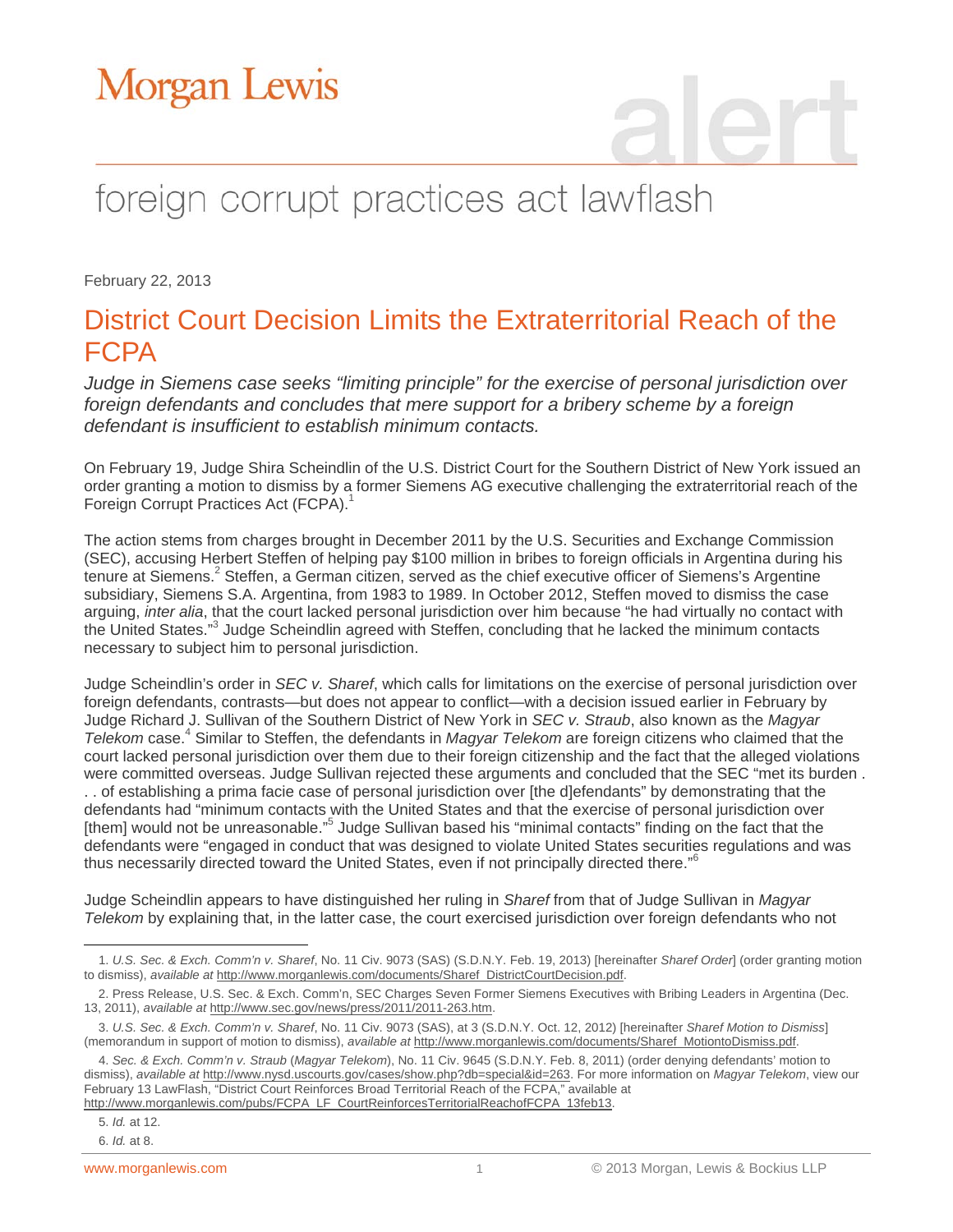# Morgan Lewis

## foreign corrupt practices act lawflash

February 22, 2013

## District Court Decision Limits the Extraterritorial Reach of the FCPA

*Judge in Siemens case seeks "limiting principle" for the exercise of personal jurisdiction over foreign defendants and concludes that mere support for a bribery scheme by a foreign defendant is insufficient to establish minimum contacts.*

On February 19, Judge Shira Scheindlin of the U.S. District Court for the Southern District of New York issued an order granting a motion to dismiss by a former Siemens AG executive challenging the extraterritorial reach of the Foreign Corrupt Practices Act (FCPA).[1]

The action stems from charges brought in December 2011 by the U.S. Securities and Exchange Commission (SEC), accusing Herbert Steffen of helping pay $100 million in bribes to foreign officials in Argentina during his tenure at Siemens.[2] Steffen, a German citizen, served as the chief executive officer of Siemens's Argentine subsidiary, Siemens S.A. Argentina, from 1983 to 1989. In October 2012, Steffen moved to dismiss the case arguing, *inter alia*, that the court lacked personal jurisdiction over him because "he had virtually no contact with the United States."[3] Judge Scheindlin agreed with Steffen, concluding that he lacked the minimum contacts necessary to subject him to personal jurisdiction.

Judge Scheindlin's order in *SEC v. Sharef*, which calls for limitations on the exercise of personal jurisdiction over foreign defendants, contrasts—but does not appear to conflict—with a decision issued earlier in February by Judge Richard J. Sullivan of the Southern District of New York in *SEC v. Straub*, also known as the *Magyar Telekom* case.[4] Similar to Steffen, the defendants in *Magyar Telekom* are foreign citizens who claimed that the court lacked personal jurisdiction over them due to their foreign citizenship and the fact that the alleged violations were committed overseas. Judge Sullivan rejected these arguments and concluded that the SEC "met its burden . . . of establishing a prima facie case of personal jurisdiction over [the d]efendants" by demonstrating that the defendants had "minimum contacts with the United States and that the exercise of personal jurisdiction over [them] would not be unreasonable."[5] Judge Sullivan based his "minimal contacts" finding on the fact that the defendants were "engaged in conduct that was designed to violate United States securities regulations and was thus necessarily directed toward the United States, even if not principally directed there."[6]

Judge Scheindlin appears to have distinguished her ruling in *Sharef* from that of Judge Sullivan in *Magyar Telekom* by explaining that, in the latter case, the court exercised jurisdiction over foreign defendants who not

---

1. *U.S. Sec. & Exch. Comm'n v. Sharef*, No. 11 Civ. 9073 (SAS) (S.D.N.Y. Feb. 19, 2013) [hereinafter *Sharef Order*] (order granting motion to dismiss), *available at* http://www.morganlewis.com/documents/Sharef_DistrictCourtDecision.pdf.

2. Press Release, U.S. Sec. & Exch. Comm'n, SEC Charges Seven Former Siemens Executives with Bribing Leaders in Argentina (Dec. 13, 2011), *available at* http://www.sec.gov/news/press/2011/2011-263.htm.

3. *U.S. Sec. & Exch. Comm'n v. Sharef*, No. 11 Civ. 9073 (SAS), at 3 (S.D.N.Y. Oct. 12, 2012) [hereinafter *Sharef Motion to Dismiss*] (memorandum in support of motion to dismiss), *available at* http://www.morganlewis.com/documents/Sharef_MotiontoDismiss.pdf.

4. *Sec. & Exch. Comm'n v. Straub* (*Magyar Telekom*), No. 11 Civ. 9645 (S.D.N.Y. Feb. 8, 2011) (order denying defendants' motion to dismiss), *available at* http://www.nysd.uscourts.gov/cases/show.php?db=special&id=263. For more information on *Magyar Telekom*, view our February 13 LawFlash, "District Court Reinforces Broad Territorial Reach of the FCPA," available at http://www.morganlewis.com/pubs/FCPA_LF_CourtReinforcesTerritorialReachofFCPA_13feb13.

5. *Id.* at 12.

6. *Id.* at 8.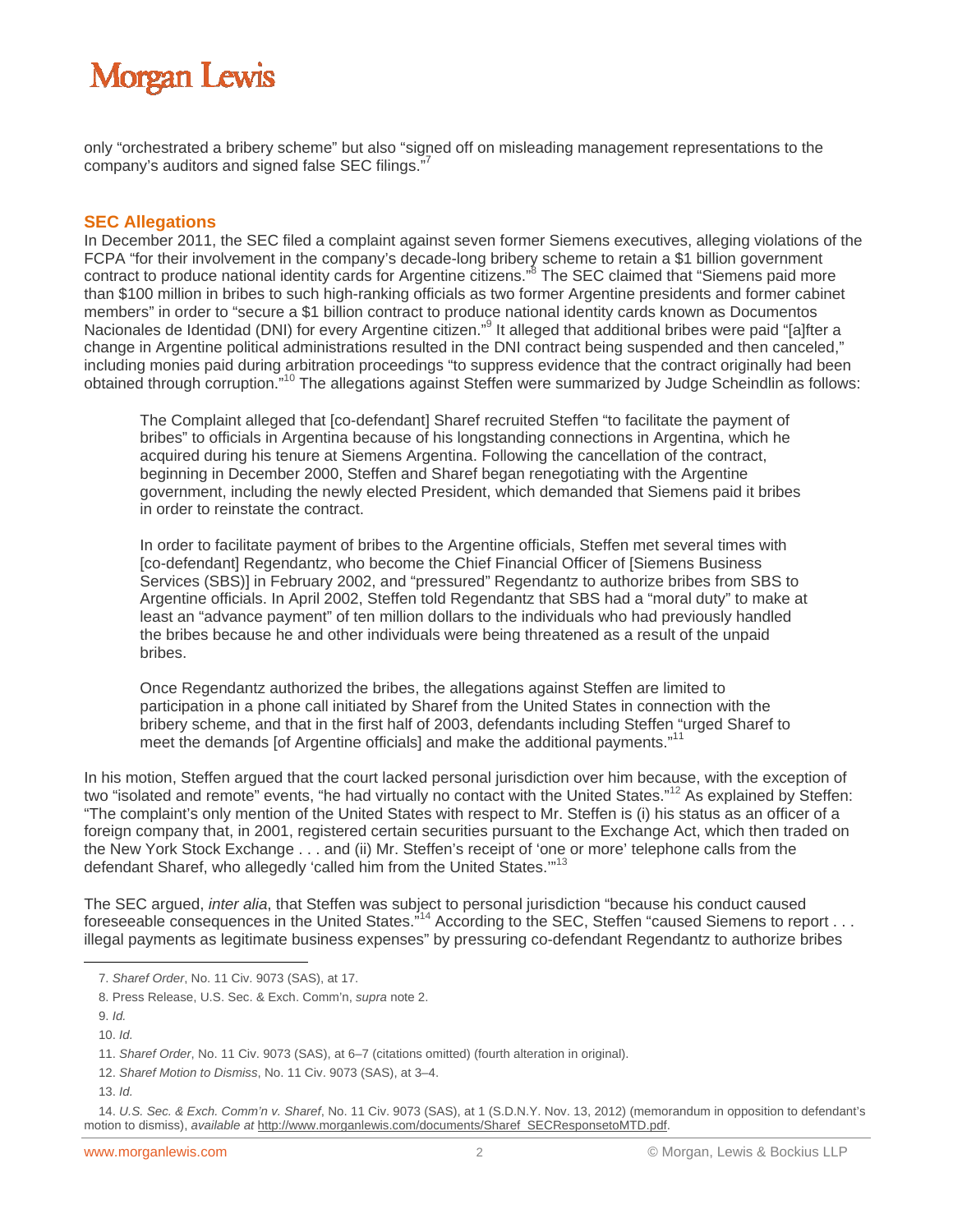only “orchestrated a bribery scheme” but also “signed off on misleading management representations to the company’s auditors and signed false SEC filings.”[7]

## SEC Allegations

In December 2011, the SEC filed a complaint against seven former Siemens executives, alleging violations of the FCPA “for their involvement in the company’s decade-long bribery scheme to retain a $1 billion government contract to produce national identity cards for Argentine citizens.”[8] The SEC claimed that “Siemens paid more than $100 million in bribes to such high-ranking officials as two former Argentine presidents and former cabinet members” in order to “secure a $1 billion contract to produce national identity cards known as Documentos Nacionales de Identidad (DNI) for every Argentine citizen.”[9] It alleged that additional bribes were paid “[a]fter a change in Argentine political administrations resulted in the DNI contract being suspended and then canceled,” including monies paid during arbitration proceedings “to suppress evidence that the contract originally had been obtained through corruption.”[10] The allegations against Steffen were summarized by Judge Scheindlin as follows:

> The Complaint alleged that [co-defendant] Sharef recruited Steffen “to facilitate the payment of bribes” to officials in Argentina because of his longstanding connections in Argentina, which he acquired during his tenure at Siemens Argentina. Following the cancellation of the contract, beginning in December 2000, Steffen and Sharef began renegotiating with the Argentine government, including the newly elected President, which demanded that Siemens paid it bribes in order to reinstate the contract.
>
> In order to facilitate payment of bribes to the Argentine officials, Steffen met several times with [co-defendant] Regendantz, who become the Chief Financial Officer of [Siemens Business Services (SBS)] in February 2002, and “pressured” Regendantz to authorize bribes from SBS to Argentine officials. In April 2002, Steffen told Regendantz that SBS had a “moral duty” to make at least an “advance payment” of ten million dollars to the individuals who had previously handled the bribes because he and other individuals were being threatened as a result of the unpaid bribes.
>
> Once Regendantz authorized the bribes, the allegations against Steffen are limited to participation in a phone call initiated by Sharef from the United States in connection with the bribery scheme, and that in the first half of 2003, defendants including Steffen “urged Sharef to meet the demands [of Argentine officials] and make the additional payments.”[11]

In his motion, Steffen argued that the court lacked personal jurisdiction over him because, with the exception of two “isolated and remote” events, “he had virtually no contact with the United States.”[12] As explained by Steffen: “The complaint’s only mention of the United States with respect to Mr. Steffen is (i) his status as an officer of a foreign company that, in 2001, registered certain securities pursuant to the Exchange Act, which then traded on the New York Stock Exchange . . . and (ii) Mr. Steffen’s receipt of ‘one or more’ telephone calls from the defendant Sharef, who allegedly ‘called him from the United States.’”[13]

The SEC argued, *inter alia*, that Steffen was subject to personal jurisdiction “because his conduct caused foreseeable consequences in the United States.”[14] According to the SEC, Steffen “caused Siemens to report . . . illegal payments as legitimate business expenses” by pressuring co-defendant Regendantz to authorize bribes

---

7. *Sharef Order*, No. 11 Civ. 9073 (SAS), at 17.

8. Press Release, U.S. Sec. & Exch. Comm’n, *supra* note 2.

9. *Id.*

10. *Id.*

11. *Sharef Order*, No. 11 Civ. 9073 (SAS), at 6–7 (citations omitted) (fourth alteration in original).

12. *Sharef Motion to Dismiss*, No. 11 Civ. 9073 (SAS), at 3–4.

13. *Id.*

14. *U.S. Sec. & Exch. Comm’n v. Sharef*, No. 11 Civ. 9073 (SAS), at 1 (S.D.N.Y. Nov. 13, 2012) (memorandum in opposition to defendant’s motion to dismiss), *available at* http://www.morganlewis.com/documents/Sharef_SECResponsetoMTD.pdf.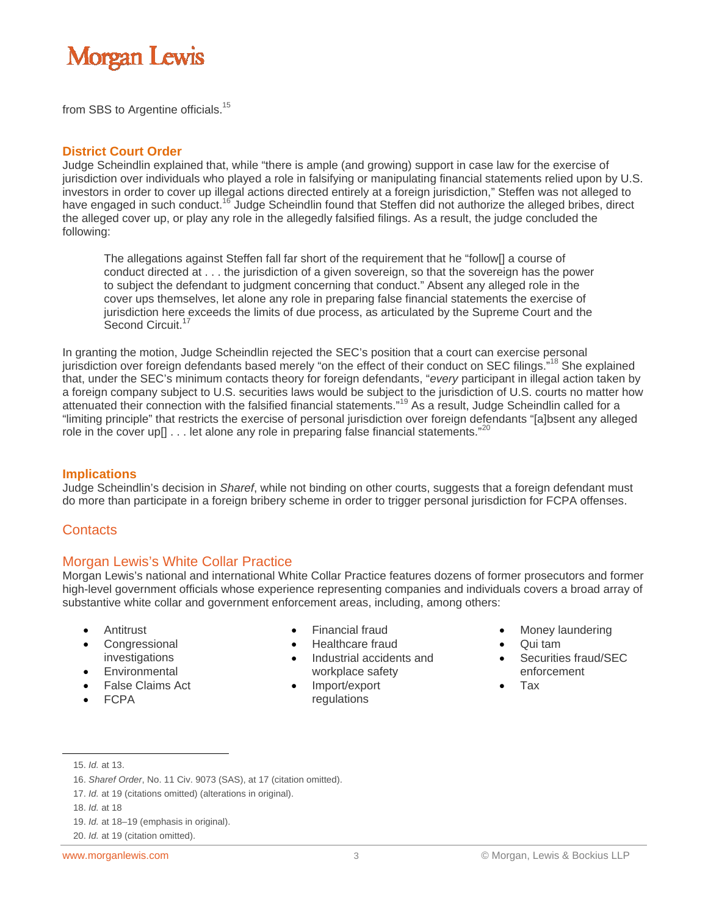from SBS to Argentine officials.[15]

## District Court Order

Judge Scheindlin explained that, while "there is ample (and growing) support in case law for the exercise of jurisdiction over individuals who played a role in falsifying or manipulating financial statements relied upon by U.S. investors in order to cover up illegal actions directed entirely at a foreign jurisdiction," Steffen was not alleged to have engaged in such conduct.[16] Judge Scheindlin found that Steffen did not authorize the alleged bribes, direct the alleged cover up, or play any role in the allegedly falsified filings. As a result, the judge concluded the following:

> The allegations against Steffen fall far short of the requirement that he "follow[] a course of conduct directed at . . . the jurisdiction of a given sovereign, so that the sovereign has the power to subject the defendant to judgment concerning that conduct." Absent any alleged role in the cover ups themselves, let alone any role in preparing false financial statements the exercise of jurisdiction here exceeds the limits of due process, as articulated by the Supreme Court and the Second Circuit.[17]

In granting the motion, Judge Scheindlin rejected the SEC's position that a court can exercise personal jurisdiction over foreign defendants based merely "on the effect of their conduct on SEC filings."[18] She explained that, under the SEC's minimum contacts theory for foreign defendants, "*every* participant in illegal action taken by a foreign company subject to U.S. securities laws would be subject to the jurisdiction of U.S. courts no matter how attenuated their connection with the falsified financial statements."[19] As a result, Judge Scheindlin called for a "limiting principle" that restricts the exercise of personal jurisdiction over foreign defendants "[a]bsent any alleged role in the cover up[] . . . let alone any role in preparing false financial statements."[20]

## Implications

Judge Scheindlin's decision in *Sharef*, while not binding on other courts, suggests that a foreign defendant must do more than participate in a foreign bribery scheme in order to trigger personal jurisdiction for FCPA offenses.

## Contacts

## Morgan Lewis's White Collar Practice

Morgan Lewis's national and international White Collar Practice features dozens of former prosecutors and former high-level government officials whose experience representing companies and individuals covers a broad array of substantive white collar and government enforcement areas, including, among others:

- Antitrust
- Congressional investigations
- Environmental
- False Claims Act
- FCPA
- Financial fraud
- Healthcare fraud
- Industrial accidents and workplace safety
- Import/export regulations
- Money laundering
- Qui tam
- Securities fraud/SEC enforcement
- Tax

---

15. *Id.* at 13.

16. *Sharef Order*, No. 11 Civ. 9073 (SAS), at 17 (citation omitted).

17. *Id.* at 19 (citations omitted) (alterations in original).

18. *Id.* at 18

19. *Id.* at 18–19 (emphasis in original).

20. *Id.* at 19 (citation omitted).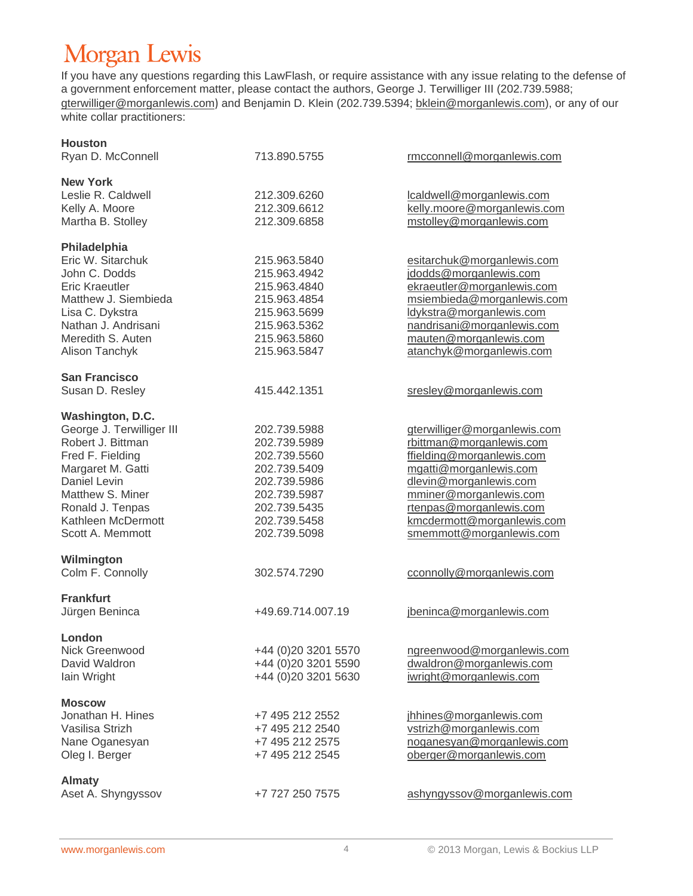# Morgan Lewis

If you have any questions regarding this LawFlash, or require assistance with any issue relating to the defense of a government enforcement matter, please contact the authors, George J. Terwilliger III (202.739.5988; gterwilliger@morganlewis.com) and Benjamin D. Klein (202.739.5394; bklein@morganlewis.com), or any of our white collar practitioners:

**Houston**

| | | |
|---|---|---|
| Ryan D. McConnell | 713.890.5755 | rmcconnell@morganlewis.com |

**New York**

| | | |
|---|---|---|
| Leslie R. Caldwell | 212.309.6260 | lcaldwell@morganlewis.com |
| Kelly A. Moore | 212.309.6612 | kelly.moore@morganlewis.com |
| Martha B. Stolley | 212.309.6858 | mstolley@morganlewis.com |

**Philadelphia**

| | | |
|---|---|---|
| Eric W. Sitarchuk | 215.963.5840 | esitarchuk@morganlewis.com |
| John C. Dodds | 215.963.4942 | jdodds@morganlewis.com |
| Eric Kraeutler | 215.963.4840 | ekraeutler@morganlewis.com |
| Matthew J. Siembieda | 215.963.4854 | msiembieda@morganlewis.com |
| Lisa C. Dykstra | 215.963.5699 | ldykstra@morganlewis.com |
| Nathan J. Andrisani | 215.963.5362 | nandrisani@morganlewis.com |
| Meredith S. Auten | 215.963.5860 | mauten@morganlewis.com |
| Alison Tanchyk | 215.963.5847 | atanchyk@morganlewis.com |

**San Francisco**

| | | |
|---|---|---|
| Susan D. Resley | 415.442.1351 | sresley@morganlewis.com |

**Washington, D.C.**

| | | |
|---|---|---|
| George J. Terwilliger III | 202.739.5988 | gterwilliger@morganlewis.com |
| Robert J. Bittman | 202.739.5989 | rbittman@morganlewis.com |
| Fred F. Fielding | 202.739.5560 | ffielding@morganlewis.com |
| Margaret M. Gatti | 202.739.5409 | mgatti@morganlewis.com |
| Daniel Levin | 202.739.5986 | dlevin@morganlewis.com |
| Matthew S. Miner | 202.739.5987 | mminer@morganlewis.com |
| Ronald J. Tenpas | 202.739.5435 | rtenpas@morganlewis.com |
| Kathleen McDermott | 202.739.5458 | kmcdermott@morganlewis.com |
| Scott A. Memmott | 202.739.5098 | smemmott@morganlewis.com |

**Wilmington**

| | | |
|---|---|---|
| Colm F. Connolly | 302.574.7290 | cconnolly@morganlewis.com |

**Frankfurt**

| | | |
|---|---|---|
| Jürgen Beninca | +49.69.714.007.19 | jbeninca@morganlewis.com |

**London**

| | | |
|---|---|---|
| Nick Greenwood | +44 (0)20 3201 5570 | ngreenwood@morganlewis.com |
| David Waldron | +44 (0)20 3201 5590 | dwaldron@morganlewis.com |
| Iain Wright | +44 (0)20 3201 5630 | iwright@morganlewis.com |

**Moscow**

| | | |
|---|---|---|
| Jonathan H. Hines | +7 495 212 2552 | jhhines@morganlewis.com |
| Vasilisa Strizh | +7 495 212 2540 | vstrizh@morganlewis.com |
| Nane Oganesyan | +7 495 212 2575 | noganesyan@morganlewis.com |
| Oleg I. Berger | +7 495 212 2545 | oberger@morganlewis.com |

**Almaty**

| | | |
|---|---|---|
| Aset A. Shyngyssov | +7 727 250 7575 | ashyngyssov@morganlewis.com |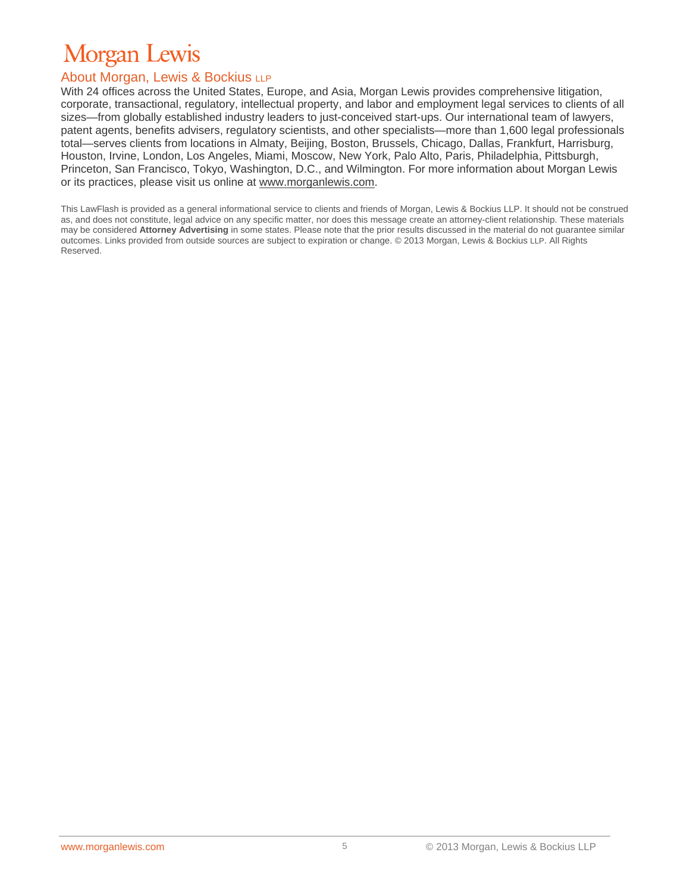Morgan Lewis

## About Morgan, Lewis & Bockius LLP

With 24 offices across the United States, Europe, and Asia, Morgan Lewis provides comprehensive litigation, corporate, transactional, regulatory, intellectual property, and labor and employment legal services to clients of all sizes—from globally established industry leaders to just-conceived start-ups. Our international team of lawyers, patent agents, benefits advisers, regulatory scientists, and other specialists—more than 1,600 legal professionals total—serves clients from locations in Almaty, Beijing, Boston, Brussels, Chicago, Dallas, Frankfurt, Harrisburg, Houston, Irvine, London, Los Angeles, Miami, Moscow, New York, Palo Alto, Paris, Philadelphia, Pittsburgh, Princeton, San Francisco, Tokyo, Washington, D.C., and Wilmington. For more information about Morgan Lewis or its practices, please visit us online at www.morganlewis.com.

This LawFlash is provided as a general informational service to clients and friends of Morgan, Lewis & Bockius LLP. It should not be construed as, and does not constitute, legal advice on any specific matter, nor does this message create an attorney-client relationship. These materials may be considered **Attorney Advertising** in some states. Please note that the prior results discussed in the material do not guarantee similar outcomes. Links provided from outside sources are subject to expiration or change. © 2013 Morgan, Lewis & Bockius LLP. All Rights Reserved.